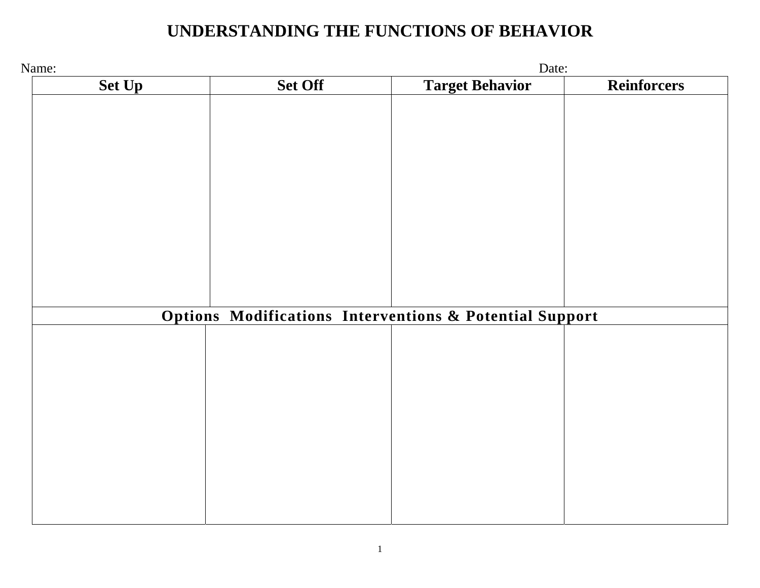# UNDERSTANDING THE FUNCTIONS OF BEHAVIOR

Name: Date:

| Set Up | Set Off | Target Behavior | Reinforcers |
| --- | --- | --- | --- |
| | | | |
| **Options Modifications Interventions & Potential Support** | | | |
| | | | |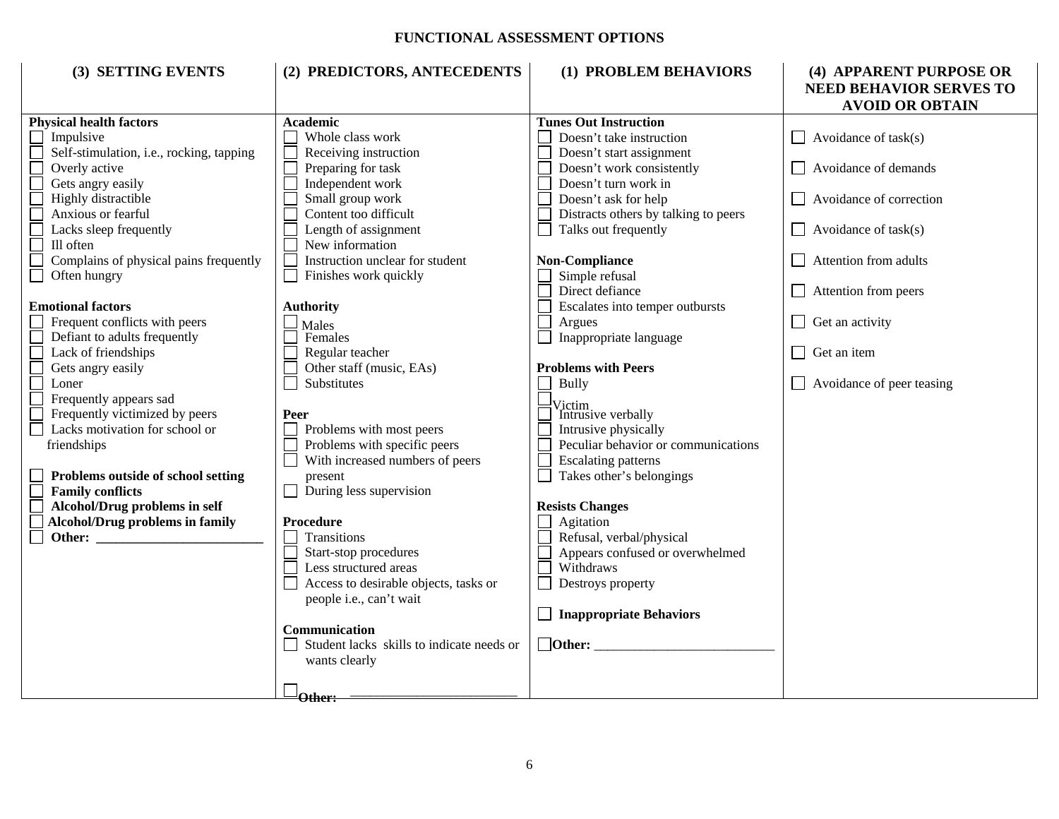# FUNCTIONAL ASSESSMENT OPTIONS

| (3) SETTING EVENTS | (2) PREDICTORS, ANTECEDENTS | (1) PROBLEM BEHAVIORS | (4) APPARENT PURPOSE OR NEED BEHAVIOR SERVES TO AVOID OR OBTAIN |
|---|---|---|---|
| **Physical health factors**<br>☐ Impulsive<br>☐ Self-stimulation, i.e., rocking, tapping<br>☐ Overly active<br>☐ Gets angry easily<br>☐ Highly distractible<br>☐ Anxious or fearful<br>☐ Lacks sleep frequently<br>☐ Ill often<br>☐ Complains of physical pains frequently<br>☐ Often hungry<br><br>**Emotional factors**<br>☐ Frequent conflicts with peers<br>☐ Defiant to adults frequently<br>☐ Lack of friendships<br>☐ Gets angry easily<br>☐ Loner<br>☐ Frequently appears sad<br>☐ Frequently victimized by peers<br>☐ Lacks motivation for school or friendships<br><br>☐ **Problems outside of school setting**<br>☐ **Family conflicts**<br>☐ **Alcohol/Drug problems in self**<br>☐ **Alcohol/Drug problems in family**<br>☐ **Other: ________________________** | **Academic**<br>☐ Whole class work<br>☐ Receiving instruction<br>☐ Preparing for task<br>☐ Independent work<br>☐ Small group work<br>☐ Content too difficult<br>☐ Length of assignment<br>☐ New information<br>☐ Instruction unclear for student<br>☐ Finishes work quickly<br><br>**Authority**<br>☐ Males<br>☐ Females<br>☐ Regular teacher<br>☐ Other staff (music, EAs)<br>☐ Substitutes<br><br>**Peer**<br>☐ Problems with most peers<br>☐ Problems with specific peers<br>☐ With increased numbers of peers present<br>☐ During less supervision<br><br>**Procedure**<br>☐ Transitions<br>☐ Start-stop procedures<br>☐ Less structured areas<br>☐ Access to desirable objects, tasks or people i.e., can't wait<br><br>**Communication**<br>☐ Student lacks skills to indicate needs or wants clearly<br><br>☐ **Other:** ______________________ | **Tunes Out Instruction**<br>☐ Doesn't take instruction<br>☐ Doesn't start assignment<br>☐ Doesn't work consistently<br>☐ Doesn't turn work in<br>☐ Doesn't ask for help<br>☐ Distracts others by talking to peers<br>☐ Talks out frequently<br><br>**Non-Compliance**<br>☐ Simple refusal<br>☐ Direct defiance<br>☐ Escalates into temper outbursts<br>☐ Argues<br>☐ Inappropriate language<br><br>**Problems with Peers**<br>☐ Bully<br>☐ Victim<br>☐ Intrusive verbally<br>☐ Intrusive physically<br>☐ Peculiar behavior or communications<br>☐ Escalating patterns<br>☐ Takes other's belongings<br><br>**Resists Changes**<br>☐ Agitation<br>☐ Refusal, verbal/physical<br>☐ Appears confused or overwhelmed<br>☐ Withdraws<br>☐ Destroys property<br><br>☐ **Inappropriate Behaviors**<br><br>☐ **Other:** __________________________ | ☐ Avoidance of task(s)<br><br>☐ Avoidance of demands<br><br>☐ Avoidance of correction<br><br>☐ Avoidance of task(s)<br><br>☐ Attention from adults<br><br>☐ Attention from peers<br><br>☐ Get an activity<br><br>☐ Get an item<br><br>☐ Avoidance of peer teasing |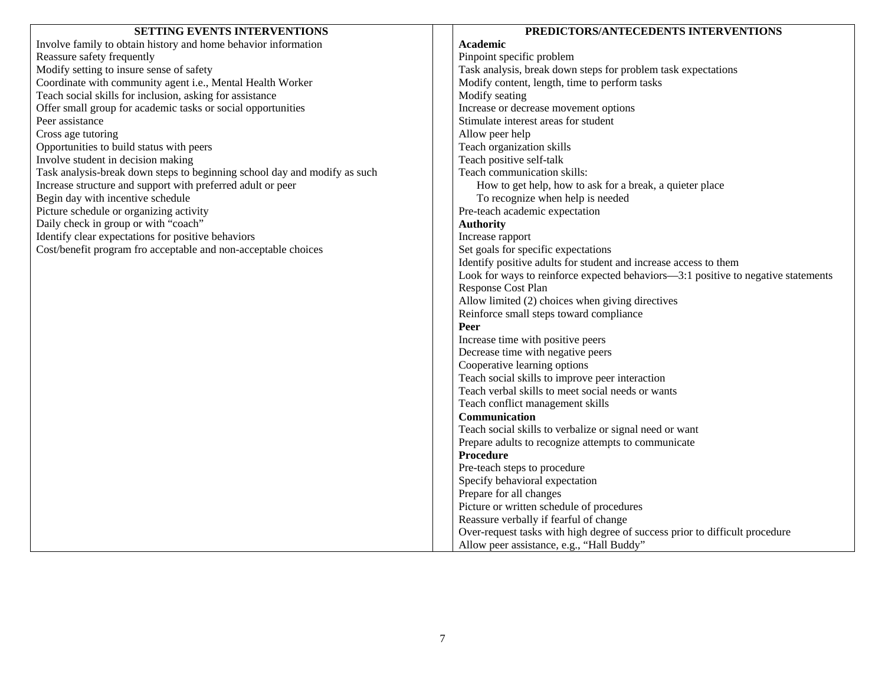| SETTING EVENTS INTERVENTIONS | | PREDICTORS/ANTECEDENTS INTERVENTIONS |
|---|---|---|
| Involve family to obtain history and home behavior information<br>Reassure safety frequently<br>Modify setting to insure sense of safety<br>Coordinate with community agent i.e., Mental Health Worker<br>Teach social skills for inclusion, asking for assistance<br>Offer small group for academic tasks or social opportunities<br>Peer assistance<br>Cross age tutoring<br>Opportunities to build status with peers<br>Involve student in decision making<br>Task analysis-break down steps to beginning school day and modify as such<br>Increase structure and support with preferred adult or peer<br>Begin day with incentive schedule<br>Picture schedule or organizing activity<br>Daily check in group or with "coach"<br>Identify clear expectations for positive behaviors<br>Cost/benefit program fro acceptable and non-acceptable choices | | **Academic**<br>Pinpoint specific problem<br>Task analysis, break down steps for problem task expectations<br>Modify content, length, time to perform tasks<br>Modify seating<br>Increase or decrease movement options<br>Stimulate interest areas for student<br>Allow peer help<br>Teach organization skills<br>Teach positive self-talk<br>Teach communication skills:<br>How to get help, how to ask for a break, a quieter place<br>To recognize when help is needed<br>Pre-teach academic expectation<br>**Authority**<br>Increase rapport<br>Set goals for specific expectations<br>Identify positive adults for student and increase access to them<br>Look for ways to reinforce expected behaviors—3:1 positive to negative statements<br>Response Cost Plan<br>Allow limited (2) choices when giving directives<br>Reinforce small steps toward compliance<br>**Peer**<br>Increase time with positive peers<br>Decrease time with negative peers<br>Cooperative learning options<br>Teach social skills to improve peer interaction<br>Teach verbal skills to meet social needs or wants<br>Teach conflict management skills<br>**Communication**<br>Teach social skills to verbalize or signal need or want<br>Prepare adults to recognize attempts to communicate<br>**Procedure**<br>Pre-teach steps to procedure<br>Specify behavioral expectation<br>Prepare for all changes<br>Picture or written schedule of procedures<br>Reassure verbally if fearful of change<br>Over-request tasks with high degree of success prior to difficult procedure<br>Allow peer assistance, e.g., "Hall Buddy" |